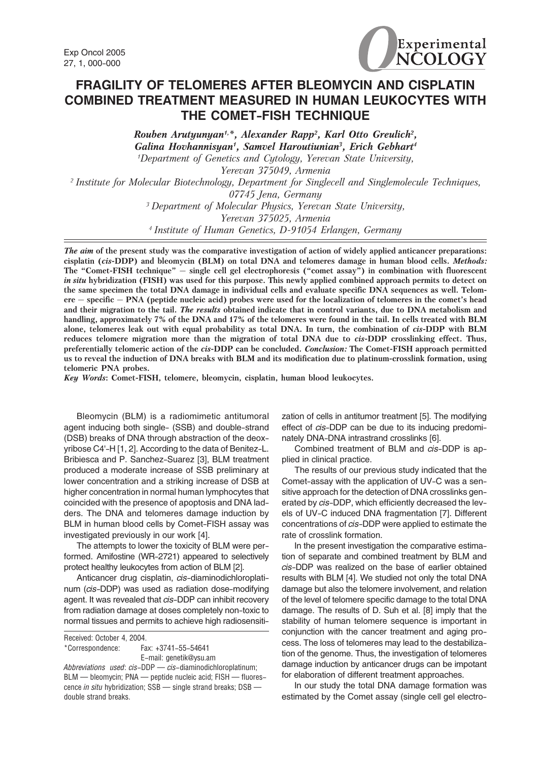# FRAGILITY OF TELOMERES AFTER BLEOMYCIN AND CISPLATIN COMBINED TREATMENT MEASURED IN HUMAN LEUKOCYTES WITH THE COMET-FISH TECHNIQUE

*Rouben Arutyunyan[1,*], Alexander Rapp[2], Karl Otto Greulich[2], Galina Hovhannisyan[1], Samvel Haroutiunian[3], Erich Gebhart[4]*

[1]*Department of Genetics and Cytology, Yerevan State University, Yerevan 375049, Armenia*

[2]*Institute for Molecular Biotechnology, Department for Singlecell and Singlemolecule Techniques, 07745 Jena, Germany*

[3]*Department of Molecular Physics, Yerevan State University, Yerevan 375025, Armenia*

[4]*Institute of Human Genetics, D-91054 Erlangen, Germany*

***The aim*** **of the present study was the comparative investigation of action of widely applied anticancer preparations: cisplatin (*cis*-DDP) and bleomycin (BLM) on total DNA and telomeres damage in human blood cells. *Methods:* The "Comet-FISH technique" — single cell gel electrophoresis ("comet assay") in combination with fluorescent *in situ* hybridization (FISH) was used for this purpose. This newly applied combined approach permits to detect on the same specimen the total DNA damage in individual cells and evaluate specific DNA sequences as well. Telomere — specific — PNA (peptide nucleic acid) probes were used for the localization of telomeres in the comet's head and their migration to the tail. *The results* obtained indicate that in control variants, due to DNA metabolism and handling, approximately 7% of the DNA and 17% of the telomeres were found in the tail. In cells treated with BLM alone, telomeres leak out with equal probability as total DNA. In turn, the combination of *cis*-DDP with BLM reduces telomere migration more than the migration of total DNA due to *cis*-DDP crosslinking effect. Thus, preferentially telomeric action of the *cis*-DDP can be concluded. *Conclusion:* The Comet-FISH approach permitted us to reveal the induction of DNA breaks with BLM and its modification due to platinum-crosslink formation, using telomeric PNA probes.**

***Key Words*: Comet-FISH, telomere, bleomycin, cisplatin, human blood leukocytes.**

Bleomycin (BLM) is a radiomimetic antitumoral agent inducing both single- (SSB) and double-strand (DSB) breaks of DNA through abstraction of the deoxyribose C4'-H [1, 2]. According to the data of Benitez-L. Bribiesca and P. Sanchez-Suarez [3], BLM treatment produced a moderate increase of SSB preliminary at lower concentration and a striking increase of DSB at higher concentration in normal human lymphocytes that coincided with the presence of apoptosis and DNA ladders. The DNA and telomeres damage induction by BLM in human blood cells by Comet-FISH assay was investigated previously in our work [4].

The attempts to lower the toxicity of BLM were performed. Amifostine (WR-2721) appeared to selectively protect healthy leukocytes from action of BLM [2].

Anticancer drug cisplatin, *cis*-diaminodichloroplatinum (*cis*-DDP) was used as radiation dose-modifying agent. It was revealed that *cis*-DDP can inhibit recovery from radiation damage at doses completely non-toxic to normal tissues and permits to achieve high radiosensitization of cells in antitumor treatment [5]. The modifying effect of *cis*-DDP can be due to its inducing predominately DNA-DNA intrastrand crosslinks [6].

Combined treatment of BLM and *cis*-DDP is applied in clinical practice.

The results of our previous study indicated that the Comet-assay with the application of UV-C was a sensitive approach for the detection of DNA crosslinks generated by *cis*-DDP, which efficiently decreased the levels of UV-C induced DNA fragmentation [7]. Different concentrations of *cis*-DDP were applied to estimate the rate of crosslink formation.

In the present investigation the comparative estimation of separate and combined treatment by BLM and *cis*-DDP was realized on the base of earlier obtained results with BLM [4]. We studied not only the total DNA damage but also the telomere involvement, and relation of the level of telomere specific damage to the total DNA damage. The results of D. Suh et al. [8] imply that the stability of human telomere sequence is important in conjunction with the cancer treatment and aging process. The loss of telomeres may lead to the destabilization of the genome. Thus, the investigation of telomeres damage induction by anticancer drugs can be impotant for elaboration of different treatment approaches.

In our study the total DNA damage formation was estimated by the Comet assay (single cell gel electro-

Received: October 4, 2004.
*Correspondence: Fax: +3741-55-54641
E-mail: genetik@ysu.am
*Abbreviations used*: *cis*-DDP — *cis*-diaminodichloroplatinum; BLM — bleomycin; PNA — peptide nucleic acid; FISH — fluorescence *in situ* hybridization; SSB — single strand breaks; DSB — double strand breaks.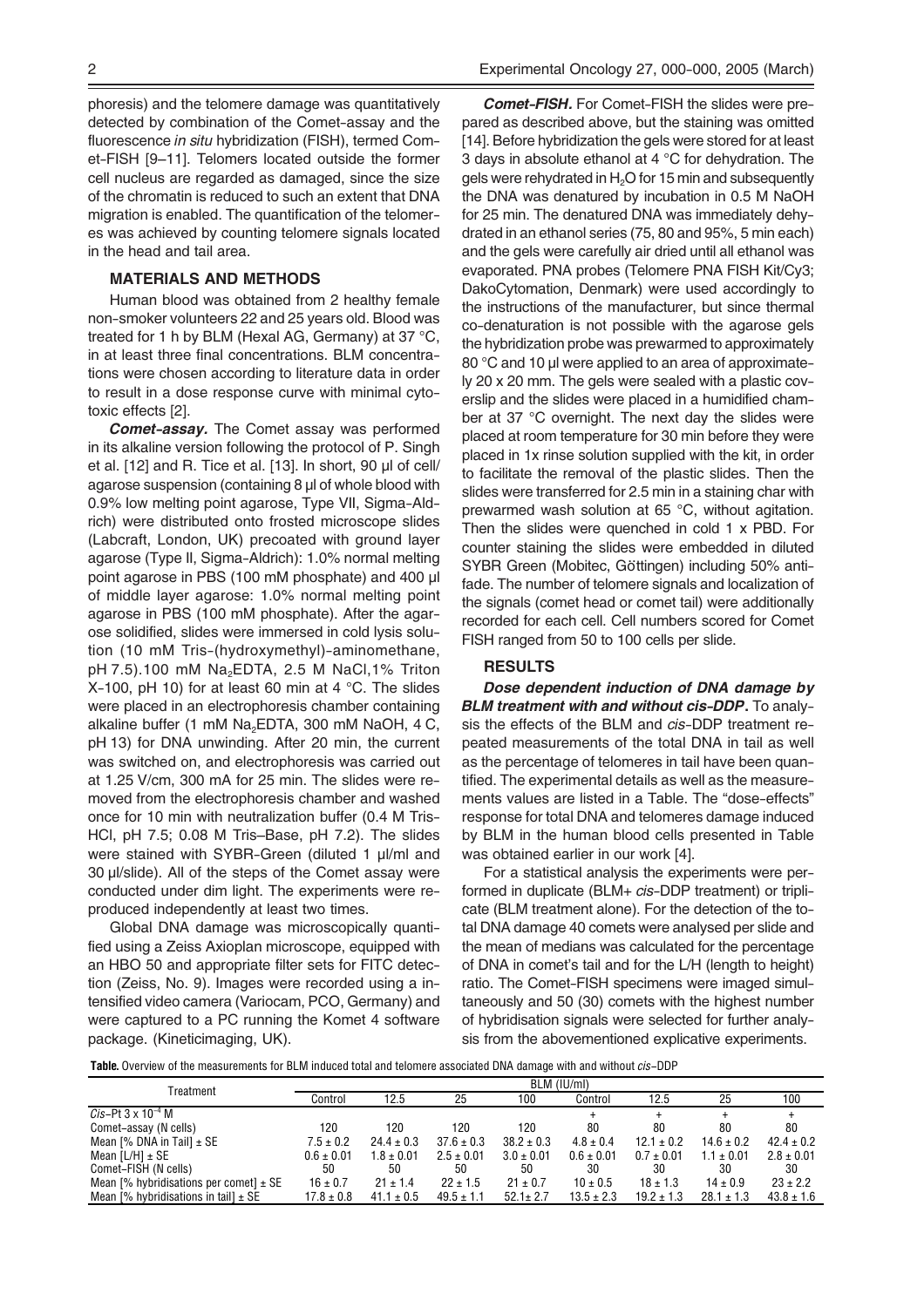phoresis) and the telomere damage was quantitatively detected by combination of the Comet-assay and the fluorescence *in situ* hybridization (FISH), termed Comet-FISH [9–11]. Telomers located outside the former cell nucleus are regarded as damaged, since the size of the chromatin is reduced to such an extent that DNA migration is enabled. The quantification of the telomeres was achieved by counting telomere signals located in the head and tail area.

## MATERIALS AND METHODS

Human blood was obtained from 2 healthy female non-smoker volunteers 22 and 25 years old. Blood was treated for 1 h by BLM (Hexal AG, Germany) at 37 °C, in at least three final concentrations. BLM concentrations were chosen according to literature data in order to result in a dose response curve with minimal cytotoxic effects [2].

***Comet-assay.*** The Comet assay was performed in its alkaline version following the protocol of P. Singh et al. [12] and R. Tice et al. [13]. In short, 90 µl of cell/agarose suspension (containing 8 µl of whole blood with 0.9% low melting point agarose, Type VII, Sigma-Aldrich) were distributed onto frosted microscope slides (Labcraft, London, UK) precoated with ground layer agarose (Type II, Sigma-Aldrich): 1.0% normal melting point agarose in PBS (100 mM phosphate) and 400 µl of middle layer agarose: 1.0% normal melting point agarose in PBS (100 mM phosphate). After the agarose solidified, slides were immersed in cold lysis solution (10 mM Tris-(hydroxymethyl)-aminomethane, pH 7.5).100 mM $Na_2$EDTA, 2.5 M NaCl,1% Triton X-100, pH 10) for at least 60 min at 4 °C. The slides were placed in an electrophoresis chamber containing alkaline buffer (1 mM $Na_2$EDTA, 300 mM NaOH, 4 C, pH 13) for DNA unwinding. After 20 min, the current was switched on, and electrophoresis was carried out at 1.25 V/cm, 300 mA for 25 min. The slides were removed from the electrophoresis chamber and washed once for 10 min with neutralization buffer (0.4 M Tris-HCl, pH 7.5; 0.08 M Tris–Base, pH 7.2). The slides were stained with SYBR-Green (diluted 1 µl/ml and 30 µl/slide). All of the steps of the Comet assay were conducted under dim light. The experiments were reproduced independently at least two times.

Global DNA damage was microscopically quantified using a Zeiss Axioplan microscope, equipped with an HBO 50 and appropriate filter sets for FITC detection (Zeiss, No. 9). Images were recorded using a intensified video camera (Variocam, PCO, Germany) and were captured to a PC running the Komet 4 software package. (Kineticimaging, UK).

***Comet-FISH.*** For Comet-FISH the slides were prepared as described above, but the staining was omitted [14]. Before hybridization the gels were stored for at least 3 days in absolute ethanol at 4 °C for dehydration. The gels were rehydrated in $H_2O$ for 15 min and subsequently the DNA was denatured by incubation in 0.5 M NaOH for 25 min. The denatured DNA was immediately dehydrated in an ethanol series (75, 80 and 95%, 5 min each) and the gels were carefully air dried until all ethanol was evaporated. PNA probes (Telomere PNA FISH Kit/Cy3; DakoCytomation, Denmark) were used accordingly to the instructions of the manufacturer, but since thermal co-denaturation is not possible with the agarose gels the hybridization probe was prewarmed to approximately 80 °C and 10 µl were applied to an area of approximately 20 x 20 mm. The gels were sealed with a plastic coverslip and the slides were placed in a humidified chamber at 37 °C overnight. The next day the slides were placed at room temperature for 30 min before they were placed in 1x rinse solution supplied with the kit, in order to facilitate the removal of the plastic slides. Then the slides were transferred for 2.5 min in a staining char with prewarmed wash solution at 65 °C, without agitation. Then the slides were quenched in cold 1 x PBD. For counter staining the slides were embedded in diluted SYBR Green (Mobitec, Göttingen) including 50% antifade. The number of telomere signals and localization of the signals (comet head or comet tail) were additionally recorded for each cell. Cell numbers scored for Comet FISH ranged from 50 to 100 cells per slide.

## RESULTS

***Dose dependent induction of DNA damage by BLM treatment with and without cis-DDP.*** To analysis the effects of the BLM and *cis*-DDP treatment repeated measurements of the total DNA in tail as well as the percentage of telomeres in tail have been quantified. The experimental details as well as the measurements values are listed in a Table. The "dose-effects" response for total DNA and telomeres damage induced by BLM in the human blood cells presented in Table was obtained earlier in our work [4].

For a statistical analysis the experiments were performed in duplicate (BLM+ *cis*-DDP treatment) or triplicate (BLM treatment alone). For the detection of the total DNA damage 40 comets were analysed per slide and the mean of medians was calculated for the percentage of DNA in comet's tail and for the L/H (length to height) ratio. The Comet-FISH specimens were imaged simultaneously and 50 (30) comets with the highest number of hybridisation signals were selected for further analysis from the abovementioned explicative experiments.

**Table.** Overview of the measurements for BLM induced total and telomere associated DNA damage with and without *cis*-DDP

| Treatment | BLM (IU/ml) | | | | | | | |
|---|---|---|---|---|---|---|---|---|
| | Control | 12.5 | 25 | 100 | Control | 12.5 | 25 | 100 |
| *Cis*-Pt 3 x $10^{-4}$ M | | | | | + | + | + | + |
| Comet-assay (N cells) | 120 | 120 | 120 | 120 | 80 | 80 | 80 | 80 |
| Mean [% DNA in Tail] ± SE | 7.5 ± 0.2 | 24.4 ± 0.3 | 37.6 ± 0.3 | 38.2 ± 0.3 | 4.8 ± 0.4 | 12.1 ± 0.2 | 14.6 ± 0.2 | 42.4 ± 0.2 |
| Mean [L/H] ± SE | 0.6 ± 0.01 | 1.8 ± 0.01 | 2.5 ± 0.01 | 3.0 ± 0.01 | 0.6 ± 0.01 | 0.7 ± 0.01 | 1.1 ± 0.01 | 2.8 ± 0.01 |
| Comet-FISH (N cells) | 50 | 50 | 50 | 50 | 30 | 30 | 30 | 30 |
| Mean [% hybridisations per comet] ± SE | 16 ± 0.7 | 21 ± 1.4 | 22 ± 1.5 | 21 ± 0.7 | 10 ± 0.5 | 18 ± 1.3 | 14 ± 0.9 | 23 ± 2.2 |
| Mean [% hybridisations in tail] ± SE | 17.8 ± 0.8 | 41.1 ± 0.5 | 49.5 ± 1.1 | 52.1± 2.7 | 13.5 ± 2.3 | 19.2 ± 1.3 | 28.1 ± 1.3 | 43.8 ± 1.6 |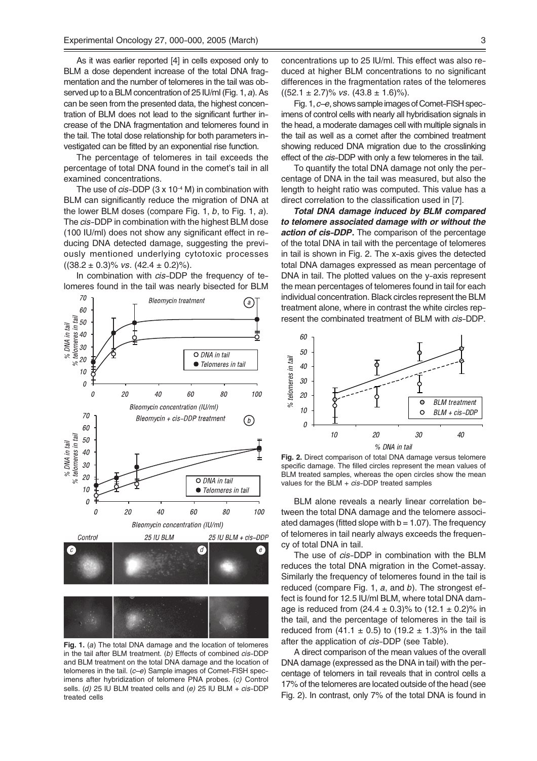As it was earlier reported [4] in cells exposed only to BLM a dose dependent increase of the total DNA fragmentation and the number of telomeres in the tail was observed up to a BLM concentration of 25 IU/ml (Fig. 1, *a*). As can be seen from the presented data, the highest concentration of BLM does not lead to the significant further increase of the DNA fragmentation and telomeres found in the tail. The total dose relationship for both parameters investigated can be fitted by an exponential rise function.

The percentage of telomeres in tail exceeds the percentage of total DNA found in the comet's tail in all examined concentrations.

The use of *cis*-DDP ($3 \times 10^{-4}$ M) in combination with BLM can significantly reduce the migration of DNA at the lower BLM doses (compare Fig. 1, *b*, to Fig. 1, *a*). The *cis*-DDP in combination with the highest BLM dose (100 IU/ml) does not show any significant effect in reducing DNA detected damage, suggesting the previously mentioned underlying cytotoxic processes ((38.2 ± 0.3)% *vs.* (42.4 ± 0.2)%).

In combination with *cis*-DDP the frequency of telomeres found in the tail was nearly bisected for BLM concentrations up to 25 IU/ml. This effect was also reduced at higher BLM concentrations to no significant differences in the fragmentation rates of the telomeres ((52.1 ± 2.7)% *vs.* (43.8 ± 1.6)%).

**Fig. 1.** (*a*) The total DNA damage and the location of telomeres in the tail after BLM treatment. (*b)* Effects of combined *cis*-DDP and BLM treatment on the total DNA damage and the location of telomeres in the tail. (*c–e*) Sample images of Comet-FISH specimens after hybridization of telomere PNA probes. (*c)* Control sells. (*d)* 25 IU BLM treated cells and (*e)* 25 IU BLM + *cis*-DDP treated cells

Fig. 1, *c–e*, shows sample images of Comet-FISH specimens of control cells with nearly all hybridisation signals in the head, a moderate damages cell with multiple signals in the tail as well as a comet after the combined treatment showing reduced DNA migration due to the crosslinking effect of the *cis*-DDP with only a few telomeres in the tail.

To quantify the total DNA damage not only the percentage of DNA in the tail was measured, but also the length to height ratio was computed. This value has a direct correlation to the classification used in [7].

***Total DNA damage induced by BLM compared to telomere associated damage with or without the action of cis-DDP*.** The comparison of the percentage of the total DNA in tail with the percentage of telomeres in tail is shown in Fig. 2. The x-axis gives the detected total DNA damages expressed as mean percentage of DNA in tail. The plotted values on the y-axis represent the mean percentages of telomeres found in tail for each individual concentration. Black circles represent the BLM treatment alone, where in contrast the white circles represent the combinated treatment of BLM with *cis*-DDP.

**Fig. 2.** Direct comparison of total DNA damage versus telomere specific damage. The filled circles represent the mean values of BLM treated samples, whereas the open circles show the mean values for the BLM + *cis*-DDP treated samples

BLM alone reveals a nearly linear correlation between the total DNA damage and the telomere associated damages (fitted slope with b = 1.07). The frequency of telomeres in tail nearly always exceeds the frequency of total DNA in tail.

The use of *cis*-DDP in combination with the BLM reduces the total DNA migration in the Comet-assay. Similarly the frequency of telomeres found in the tail is reduced (compare Fig. 1, *a*, and *b*). The strongest effect is found for 12.5 IU/ml BLM, where total DNA damage is reduced from (24.4 ± 0.3)% to (12.1 ± 0.2)% in the tail, and the percentage of telomeres in the tail is reduced from (41.1 ± 0.5) to (19.2 ± 1.3)% in the tail after the application of *cis*-DDP (see Table).

A direct comparison of the mean values of the overall DNA damage (expressed as the DNA in tail) with the percentage of telomers in tail reveals that in control cells a 17% of the telomeres are located outside of the head (see Fig. 2). In contrast, only 7% of the total DNA is found in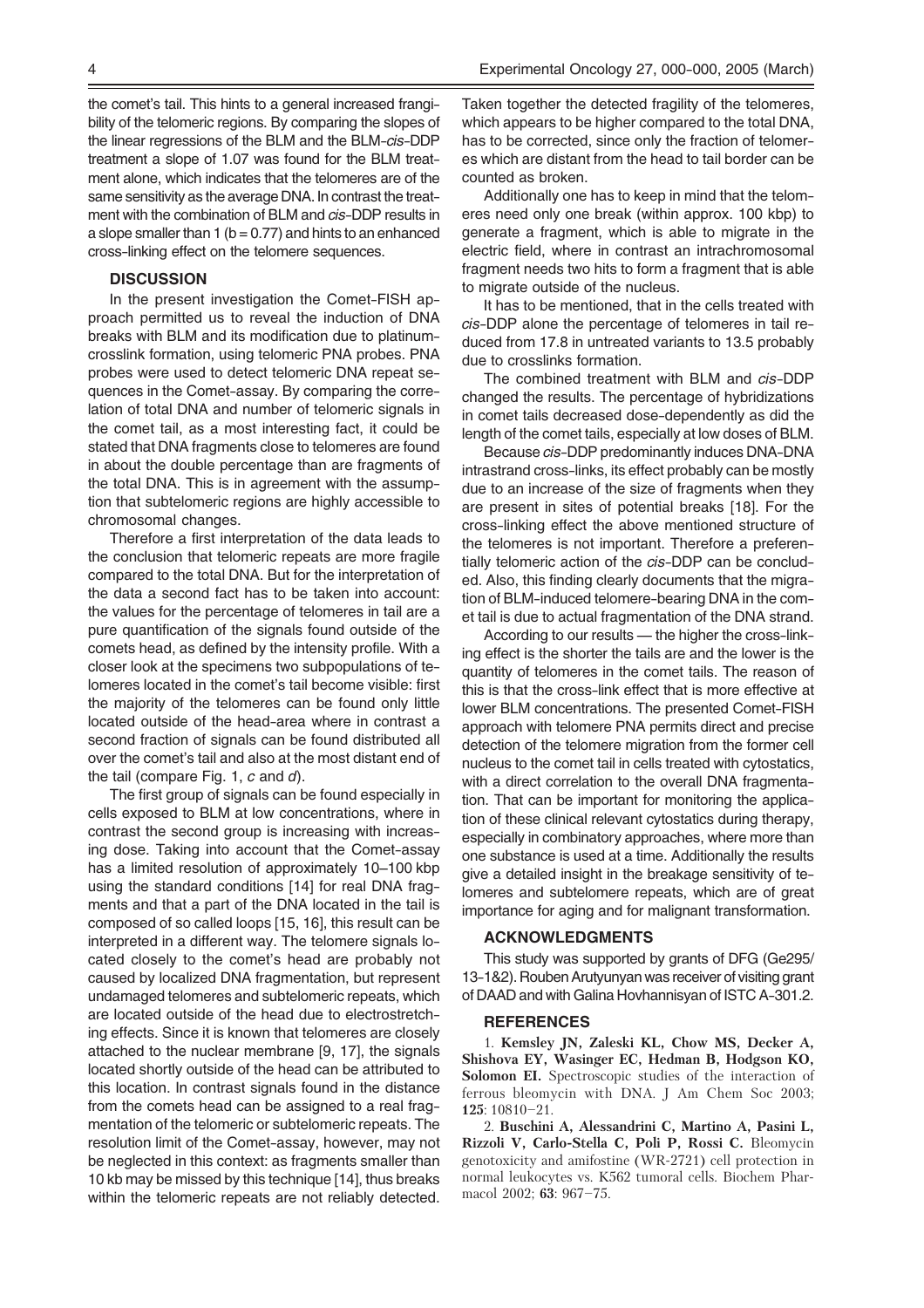the comet's tail. This hints to a general increased frangibility of the telomeric regions. By comparing the slopes of the linear regressions of the BLM and the BLM-*cis*-DDP treatment a slope of 1.07 was found for the BLM treatment alone, which indicates that the telomeres are of the same sensitivity as the average DNA. In contrast the treatment with the combination of BLM and *cis*-DDP results in a slope smaller than 1 ($b = 0.77$) and hints to an enhanced cross-linking effect on the telomere sequences.

## DISCUSSION

In the present investigation the Comet-FISH approach permitted us to reveal the induction of DNA breaks with BLM and its modification due to platinum-crosslink formation, using telomeric PNA probes. PNA probes were used to detect telomeric DNA repeat sequences in the Comet-assay. By comparing the correlation of total DNA and number of telomeric signals in the comet tail, as a most interesting fact, it could be stated that DNA fragments close to telomeres are found in about the double percentage than are fragments of the total DNA. This is in agreement with the assumption that subtelomeric regions are highly accessible to chromosomal changes.

Therefore a first interpretation of the data leads to the conclusion that telomeric repeats are more fragile compared to the total DNA. But for the interpretation of the data a second fact has to be taken into account: the values for the percentage of telomeres in tail are a pure quantification of the signals found outside of the comets head, as defined by the intensity profile. With a closer look at the specimens two subpopulations of telomeres located in the comet's tail become visible: first the majority of the telomeres can be found only little located outside of the head-area where in contrast a second fraction of signals can be found distributed all over the comet's tail and also at the most distant end of the tail (compare Fig. 1, *c* and *d*).

The first group of signals can be found especially in cells exposed to BLM at low concentrations, where in contrast the second group is increasing with increasing dose. Taking into account that the Comet-assay has a limited resolution of approximately 10–100 kbp using the standard conditions [14] for real DNA fragments and that a part of the DNA located in the tail is composed of so called loops [15, 16], this result can be interpreted in a different way. The telomere signals located closely to the comet's head are probably not caused by localized DNA fragmentation, but represent undamaged telomeres and subtelomeric repeats, which are located outside of the head due to electrostretching effects. Since it is known that telomeres are closely attached to the nuclear membrane [9, 17], the signals located shortly outside of the head can be attributed to this location. In contrast signals found in the distance from the comets head can be assigned to a real fragmentation of the telomeric or subtelomeric repeats. The resolution limit of the Comet-assay, however, may not be neglected in this context: as fragments smaller than 10 kb may be missed by this technique [14], thus breaks within the telomeric repeats are not reliably detected. Taken together the detected fragility of the telomeres, which appears to be higher compared to the total DNA, has to be corrected, since only the fraction of telomeres which are distant from the head to tail border can be counted as broken.

Additionally one has to keep in mind that the telomeres need only one break (within approx. 100 kbp) to generate a fragment, which is able to migrate in the electric field, where in contrast an intrachromosomal fragment needs two hits to form a fragment that is able to migrate outside of the nucleus.

It has to be mentioned, that in the cells treated with *cis*-DDP alone the percentage of telomeres in tail reduced from 17.8 in untreated variants to 13.5 probably due to crosslinks formation.

The combined treatment with BLM and *cis*-DDP changed the results. The percentage of hybridizations in comet tails decreased dose-dependently as did the length of the comet tails, especially at low doses of BLM.

Because *cis*-DDP predominantly induces DNA-DNA intrastrand cross-links, its effect probably can be mostly due to an increase of the size of fragments when they are present in sites of potential breaks [18]. For the cross-linking effect the above mentioned structure of the telomeres is not important. Therefore a preferentially telomeric action of the *cis*-DDP can be concluded. Also, this finding clearly documents that the migration of BLM-induced telomere-bearing DNA in the comet tail is due to actual fragmentation of the DNA strand.

According to our results — the higher the cross-linking effect is the shorter the tails are and the lower is the quantity of telomeres in the comet tails. The reason of this is that the cross-link effect that is more effective at lower BLM concentrations. The presented Comet-FISH approach with telomere PNA permits direct and precise detection of the telomere migration from the former cell nucleus to the comet tail in cells treated with cytostatics, with a direct correlation to the overall DNA fragmentation. That can be important for monitoring the application of these clinical relevant cytostatics during therapy, especially in combinatory approaches, where more than one substance is used at a time. Additionally the results give a detailed insight in the breakage sensitivity of telomeres and subtelomere repeats, which are of great importance for aging and for malignant transformation.

## ACKNOWLEDGMENTS

This study was supported by grants of DFG (Ge295/13-1&2). Rouben Arutyunyan was receiver of visiting grant of DAAD and with Galina Hovhannisyan of ISTC A-301.2.

## REFERENCES

1. **Kemsley JN, Zaleski KL, Chow MS, Decker A, Shishova EY, Wasinger EC, Hedman B, Hodgson KO, Solomon EI.** Spectroscopic studies of the interaction of ferrous bleomycin with DNA. J Am Chem Soc 2003; **125**: 10810–21.

2. **Buschini A, Alessandrini C, Martino A, Pasini L, Rizzoli V, Carlo-Stella C, Poli P, Rossi C.** Bleomycin genotoxicity and amifostine (WR-2721) cell protection in normal leukocytes vs. K562 tumoral cells. Biochem Pharmacol 2002; **63**: 967–75.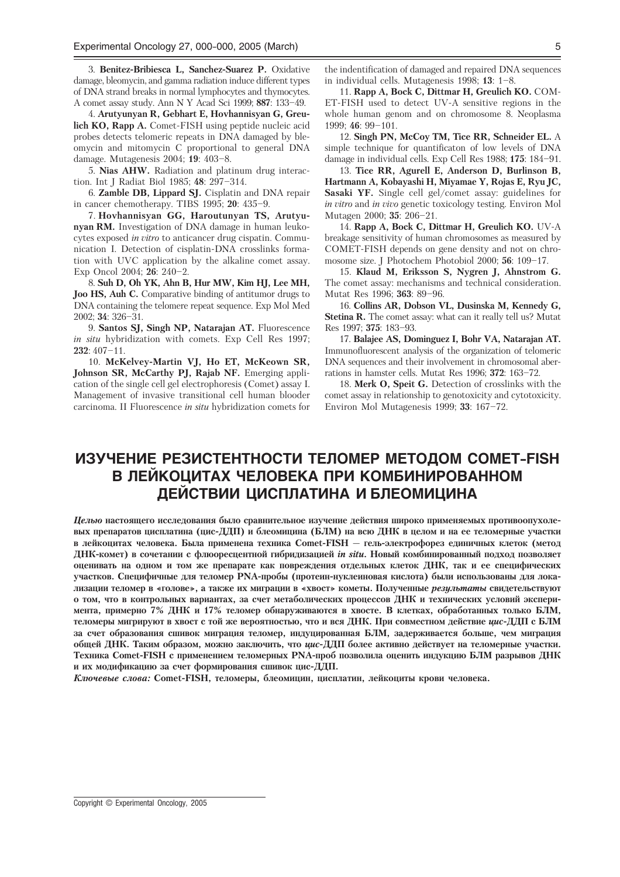3. **Benitez-Bribiesca L, Sanchez-Suarez P.** Oxidative damage, bleomycin, and gamma radiation induce different types of DNA strand breaks in normal lymphocytes and thymocytes. A comet assay study. Ann N Y Acad Sci 1999; **887**: 133–49.

4. **Arutyunyan R, Gebhart E, Hovhannisyan G, Greulich KO, Rapp A.** Comet-FISH using peptide nucleic acid probes detects telomeric repeats in DNA damaged by bleomycin and mitomycin C proportional to general DNA damage. Mutagenesis 2004; **19**: 403–8.

5. **Nias AHW.** Radiation and platinum drug interaction. Int J Radiat Biol 1985; **48**: 297–314.

6. **Zamble DB, Lippard SJ.** Cisplatin and DNA repair in cancer chemotherapy. TIBS 1995; **20**: 435–9.

7. **Hovhannisyan GG, Haroutunyan TS, Arutyunyan RM.** Investigation of DNA damage in human leukocytes exposed *in vitro* to anticancer drug cispatin. Communication I. Detection of cisplatin-DNA crosslinks formation with UVC application by the alkaline comet assay. Exp Oncol 2004; **26**: 240–2.

8. **Suh D, Oh YK, Ahn B, Hur MW, Kim HJ, Lee MH, Joo HS, Auh C.** Comparative binding of antitumor drugs to DNA containing the telomere repeat sequence. Exp Mol Med 2002; **34**: 326–31.

9. **Santos SJ, Singh NP, Natarajan AT.** Fluorescence *in situ* hybridization with comets. Exp Cell Res 1997; **232**: 407–11.

10. **McKelvey-Martin VJ, Ho ET, McKeown SR, Johnson SR, McCarthy PJ, Rajab NF.** Emerging application of the single cell gel electrophoresis (Comet) assay I. Management of invasive transitional cell human blooder carcinoma. II Fluorescence *in situ* hybridization comets for the indentification of damaged and repaired DNA sequences in individual cells. Mutagenesis 1998; **13**: 1–8.

11. **Rapp A, Bock C, Dittmar H, Greulich KO.** COMET-FISH used to detect UV-A sensitive regions in the whole human genom and on chromosome 8. Neoplasma 1999; **46**: 99–101.

12. **Singh PN, McCoy TM, Tice RR, Schneider EL.** A simple technique for quantificaton of low levels of DNA damage in individual cells. Exp Cell Res 1988; **175**: 184–91.

13. **Tice RR, Agurell E, Anderson D, Burlinson B, Hartmann A, Kobayashi H, Miyamae Y, Rojas E, Ryu JC, Sasaki YF.** Single cell gel/comet assay: guidelines for *in vitro* and *in vivo* genetic toxicology testing. Environ Mol Mutagen 2000; **35**: 206–21.

14. **Rapp A, Bock C, Dittmar H, Greulich KO.** UV-A breakage sensitivity of human chromosomes as measured by COMET-FISH depends on gene density and not on chromosome size. J Photochem Photobiol 2000; **56**: 109–17.

15. **Klaud M, Eriksson S, Nygren J, Ahnstrom G.** The comet assay: mechanisms and technical consideration. Mutat Res 1996; **363**: 89–96.

16. **Collins AR, Dobson VL, Dusinska M, Kennedy G, Stetina R.** The comet assay: what can it really tell us? Mutat Res 1997; **375**: 183–93.

17. **Balajee AS, Dominguez I, Bohr VA, Natarajan AT.** Immunofluorescent analysis of the organization of telomeric DNA sequences and their involvement in chromosomal aberrations in hamster cells. Mutat Res 1996; **372**: 163–72.

18. **Merk O, Speit G.** Detection of crosslinks with the comet assay in relationship to genotoxicity and cytotoxicity. Environ Mol Mutagenesis 1999; **33**: 167–72.

# ИЗУЧЕНИЕ РЕЗИСТЕНТНОСТИ ТЕЛОМЕР МЕТОДОМ COMET-FISH В ЛЕЙКОЦИТАХ ЧЕЛОВЕКА ПРИ КОМБИНИРОВАННОМ ДЕЙСТВИИ ЦИСПЛАТИНА И БЛЕОМИЦИНА

***Целью*** **настоящего исследования было сравнительное изучение действия широко применяемых противоопухолевых препаратов цисплатина (цис-ДДП) и блеомицина (БЛМ) на всю ДНК в целом и на ее теломерные участки в лейкоцитах человека. Была применена техника Comet-FISH — гель-электрофорез единичных клеток (метод ДНК-комет) в сочетании с флюоресцентной гибридизацией *in situ*. Новый комбинированный подход позволяет оценивать на одном и том же препарате как повреждения отдельных клеток ДНК, так и ее специфических участков. Специфичные для теломер PNA-пробы (протеин-нуклеиновая кислота) были использованы для локализации теломер в «голове», а также их миграции в «хвост» кометы. Полученные *результаты* свидетельствуют о том, что в контрольных вариантах, за счет метаболических процессов ДНК и технических условий эксперимента, примерно 7% ДНК и 17% теломер обнаруживаются в хвосте. В клетках, обработанных только БЛМ, теломеры мигрируют в хвост с той же вероятностью, что и вся ДНК. При совместном действие *цис*-ДДП с БЛМ за счет образования сшивок миграция теломер, индуцированная БЛМ, задерживается больше, чем миграция общей ДНК. Таким образом, можно заключить, что *цис*-ДДП более активно действует на теломерные участки. Техника Comet-FISH с применением теломерных PNA-проб позволила оценить индукцию БЛМ разрывов ДНК и их модификацию за счет формирования сшивок цис-ДДП.**

***Ключевые слова:*** **Comet-FISH, теломеры, блеомицин, цисплатин, лейкоциты крови человека.**